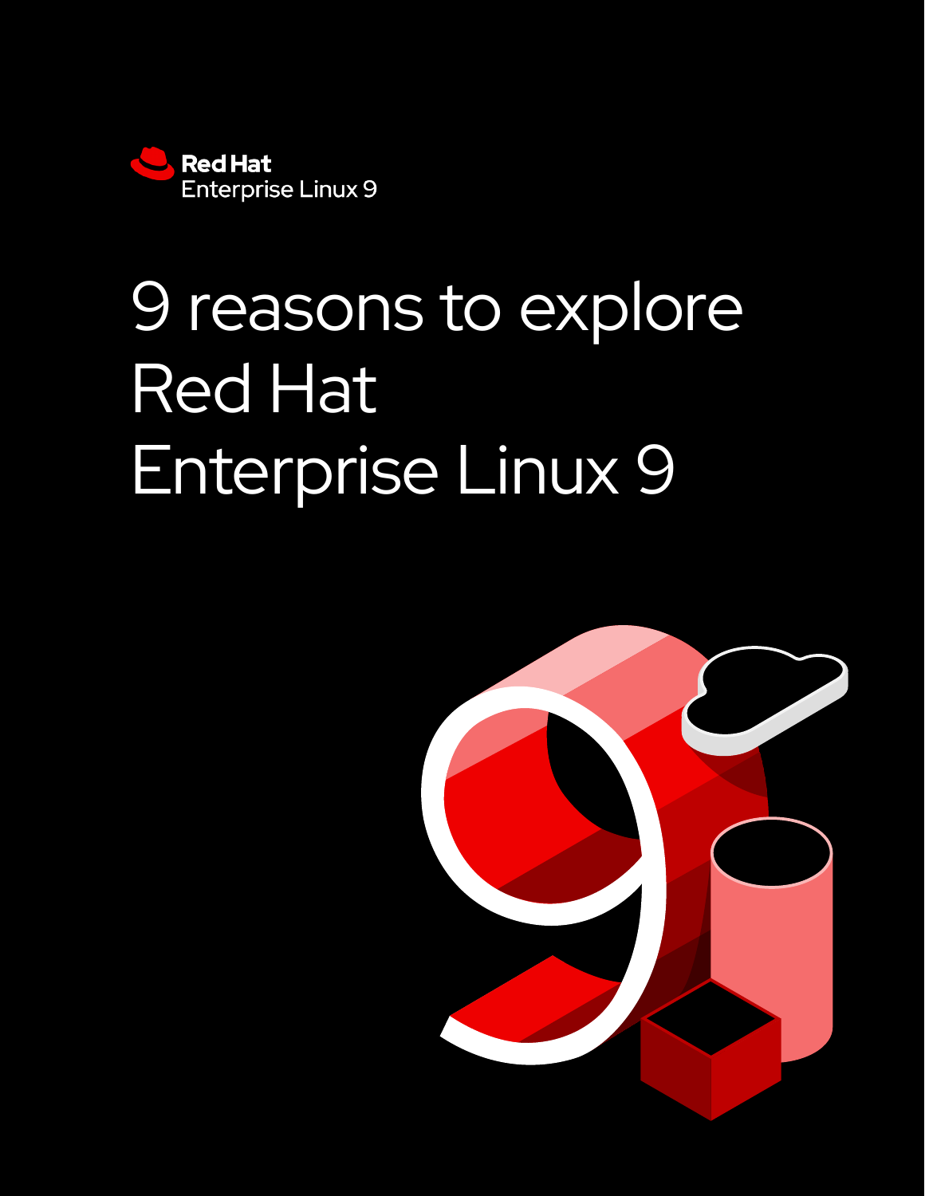Red Hat
Enterprise Linux 9

# 9 reasons to explore Red Hat Enterprise Linux 9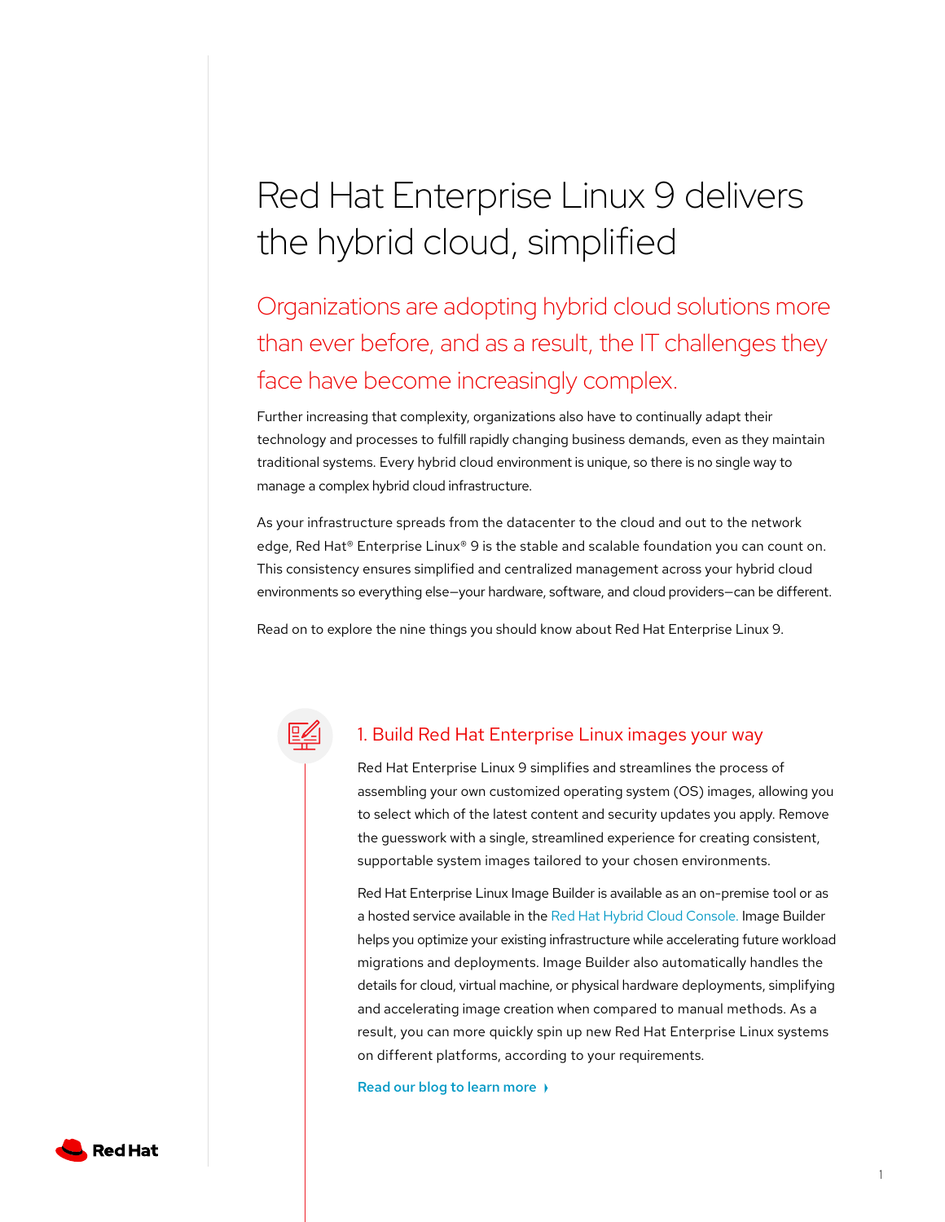# Red Hat Enterprise Linux 9 delivers the hybrid cloud, simplified

## Organizations are adopting hybrid cloud solutions more than ever before, and as a result, the IT challenges they face have become increasingly complex.

Further increasing that complexity, organizations also have to continually adapt their technology and processes to fulfill rapidly changing business demands, even as they maintain traditional systems. Every hybrid cloud environment is unique, so there is no single way to manage a complex hybrid cloud infrastructure.

As your infrastructure spreads from the datacenter to the cloud and out to the network edge, Red Hat® Enterprise Linux® 9 is the stable and scalable foundation you can count on. This consistency ensures simplified and centralized management across your hybrid cloud environments so everything else—your hardware, software, and cloud providers—can be different.

Read on to explore the nine things you should know about Red Hat Enterprise Linux 9.

### 1. Build Red Hat Enterprise Linux images your way

Red Hat Enterprise Linux 9 simplifies and streamlines the process of assembling your own customized operating system (OS) images, allowing you to select which of the latest content and security updates you apply. Remove the guesswork with a single, streamlined experience for creating consistent, supportable system images tailored to your chosen environments.

Red Hat Enterprise Linux Image Builder is available as an on-premise tool or as a hosted service available in the Red Hat Hybrid Cloud Console. Image Builder helps you optimize your existing infrastructure while accelerating future workload migrations and deployments. Image Builder also automatically handles the details for cloud, virtual machine, or physical hardware deployments, simplifying and accelerating image creation when compared to manual methods. As a result, you can more quickly spin up new Red Hat Enterprise Linux systems on different platforms, according to your requirements.

Read our blog to learn more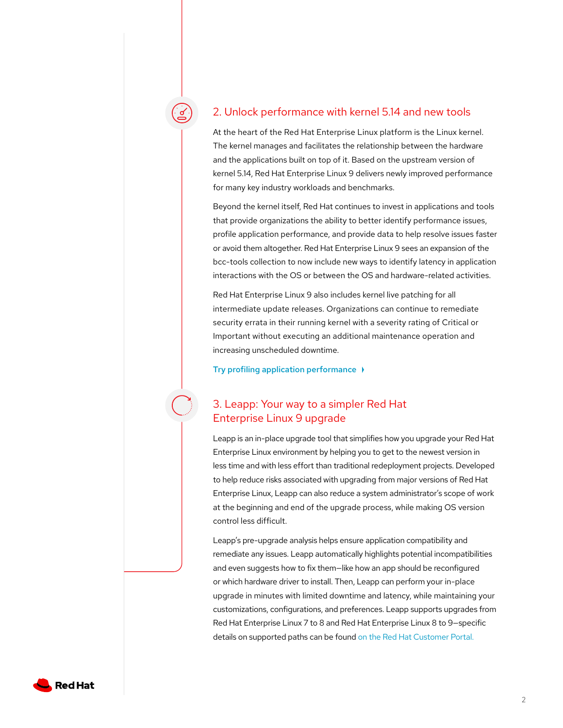## 2. Unlock performance with kernel 5.14 and new tools

At the heart of the Red Hat Enterprise Linux platform is the Linux kernel. The kernel manages and facilitates the relationship between the hardware and the applications built on top of it. Based on the upstream version of kernel 5.14, Red Hat Enterprise Linux 9 delivers newly improved performance for many key industry workloads and benchmarks.

Beyond the kernel itself, Red Hat continues to invest in applications and tools that provide organizations the ability to better identify performance issues, profile application performance, and provide data to help resolve issues faster or avoid them altogether. Red Hat Enterprise Linux 9 sees an expansion of the bcc-tools collection to now include new ways to identify latency in application interactions with the OS or between the OS and hardware-related activities.

Red Hat Enterprise Linux 9 also includes kernel live patching for all intermediate update releases. Organizations can continue to remediate security errata in their running kernel with a severity rating of Critical or Important without executing an additional maintenance operation and increasing unscheduled downtime.

**Try profiling application performance**

## 3. Leapp: Your way to a simpler Red Hat Enterprise Linux 9 upgrade

Leapp is an in-place upgrade tool that simplifies how you upgrade your Red Hat Enterprise Linux environment by helping you to get to the newest version in less time and with less effort than traditional redeployment projects. Developed to help reduce risks associated with upgrading from major versions of Red Hat Enterprise Linux, Leapp can also reduce a system administrator's scope of work at the beginning and end of the upgrade process, while making OS version control less difficult.

Leapp's pre-upgrade analysis helps ensure application compatibility and remediate any issues. Leapp automatically highlights potential incompatibilities and even suggests how to fix them—like how an app should be reconfigured or which hardware driver to install. Then, Leapp can perform your in-place upgrade in minutes with limited downtime and latency, while maintaining your customizations, configurations, and preferences. Leapp supports upgrades from Red Hat Enterprise Linux 7 to 8 and Red Hat Enterprise Linux 8 to 9—specific details on supported paths can be found on the Red Hat Customer Portal.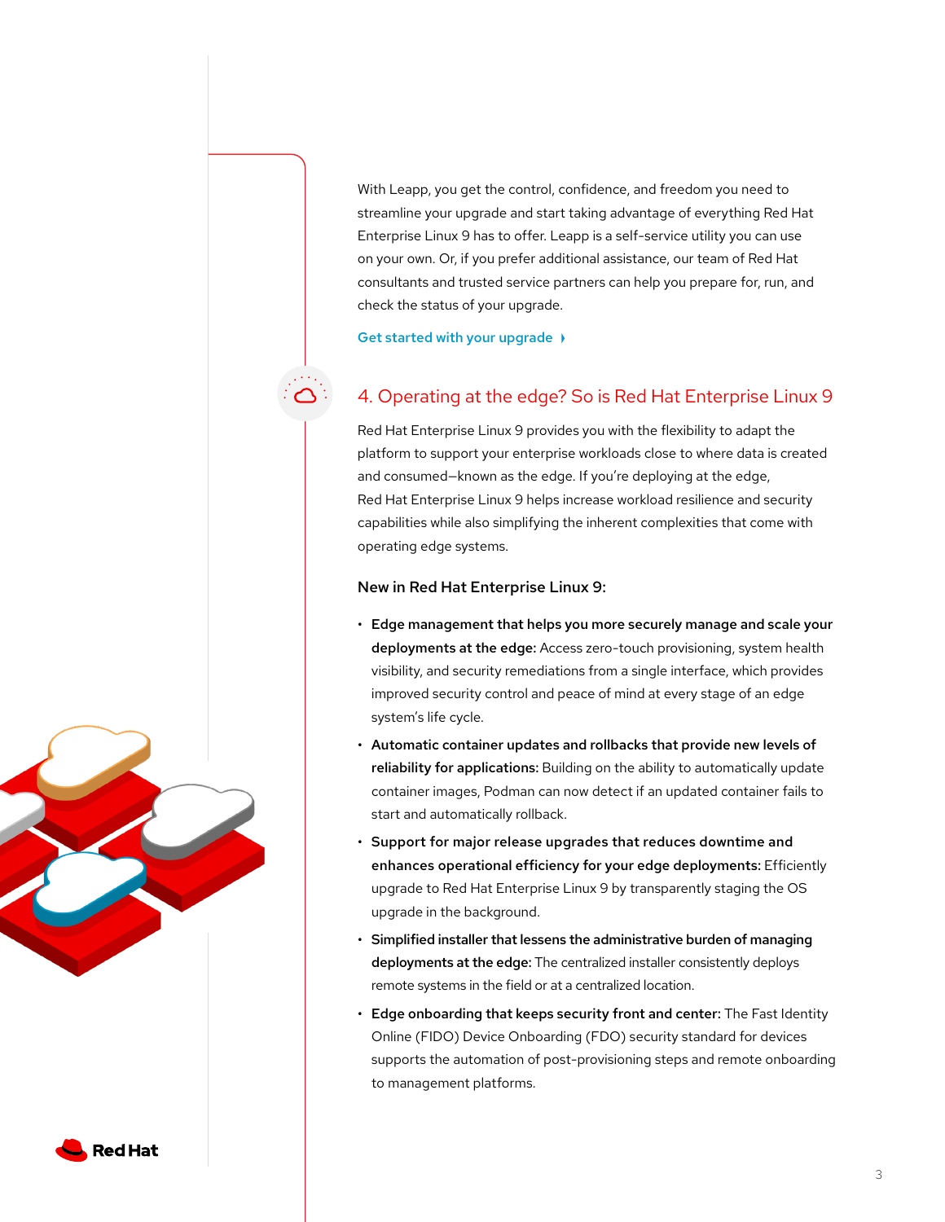With Leapp, you get the control, confidence, and freedom you need to streamline your upgrade and start taking advantage of everything Red Hat Enterprise Linux 9 has to offer. Leapp is a self-service utility you can use on your own. Or, if you prefer additional assistance, our team of Red Hat consultants and trusted service partners can help you prepare for, run, and check the status of your upgrade.

Get started with your upgrade

## 4. Operating at the edge? So is Red Hat Enterprise Linux 9

Red Hat Enterprise Linux 9 provides you with the flexibility to adapt the platform to support your enterprise workloads close to where data is created and consumed—known as the edge. If you're deploying at the edge, Red Hat Enterprise Linux 9 helps increase workload resilience and security capabilities while also simplifying the inherent complexities that come with operating edge systems.

### New in Red Hat Enterprise Linux 9:

- **Edge management that helps you more securely manage and scale your deployments at the edge:** Access zero-touch provisioning, system health visibility, and security remediations from a single interface, which provides improved security control and peace of mind at every stage of an edge system's life cycle.
- **Automatic container updates and rollbacks that provide new levels of reliability for applications:** Building on the ability to automatically update container images, Podman can now detect if an updated container fails to start and automatically rollback.
- **Support for major release upgrades that reduces downtime and enhances operational efficiency for your edge deployments:** Efficiently upgrade to Red Hat Enterprise Linux 9 by transparently staging the OS upgrade in the background.
- **Simplified installer that lessens the administrative burden of managing deployments at the edge:** The centralized installer consistently deploys remote systems in the field or at a centralized location.
- **Edge onboarding that keeps security front and center:** The Fast Identity Online (FIDO) Device Onboarding (FDO) security standard for devices supports the automation of post-provisioning steps and remote onboarding to management platforms.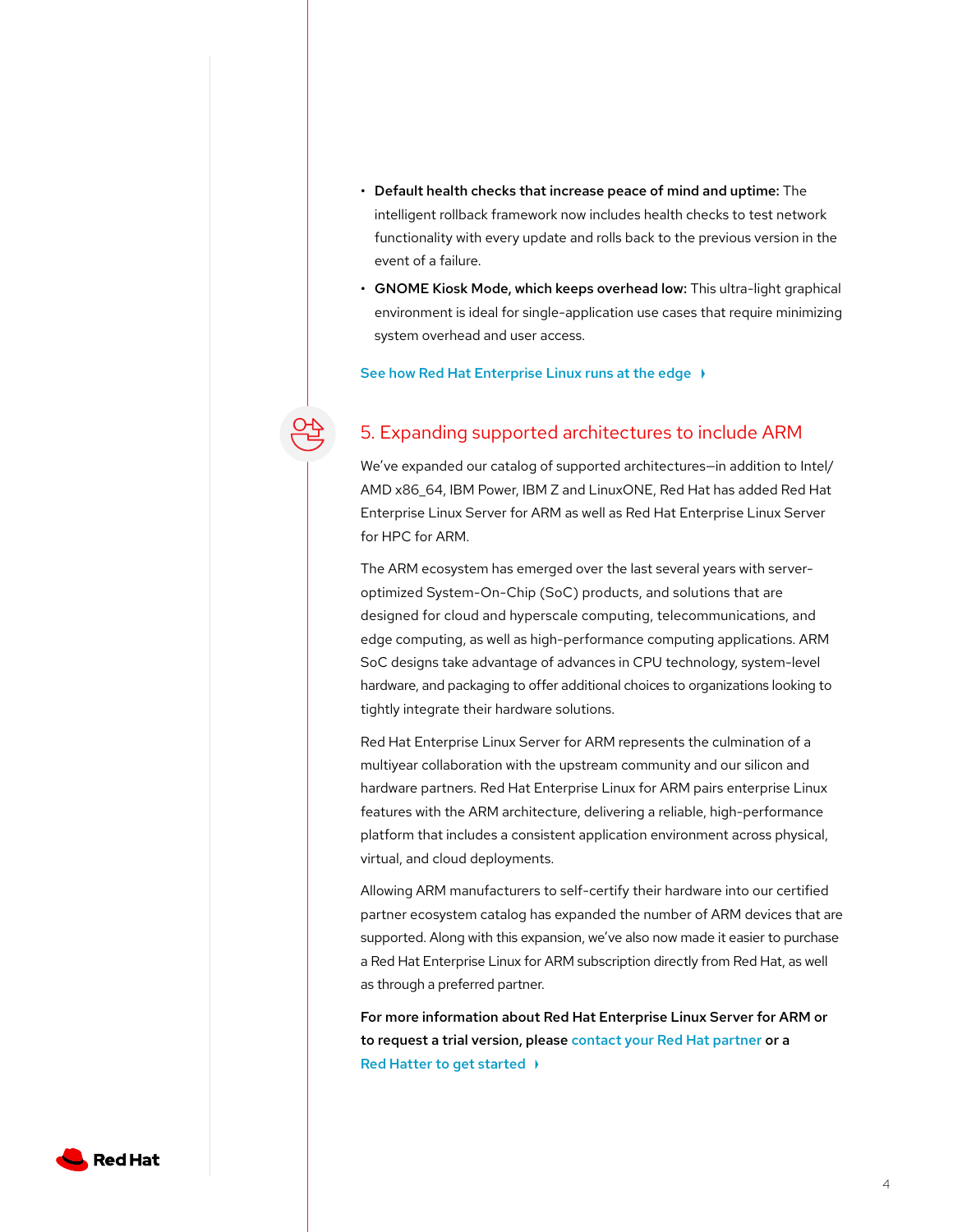- **Default health checks that increase peace of mind and uptime:** The intelligent rollback framework now includes health checks to test network functionality with every update and rolls back to the previous version in the event of a failure.
- **GNOME Kiosk Mode, which keeps overhead low:** This ultra-light graphical environment is ideal for single-application use cases that require minimizing system overhead and user access.

See how Red Hat Enterprise Linux runs at the edge

## 5. Expanding supported architectures to include ARM

We've expanded our catalog of supported architectures—in addition to Intel/AMD x86_64, IBM Power, IBM Z and LinuxONE, Red Hat has added Red Hat Enterprise Linux Server for ARM as well as Red Hat Enterprise Linux Server for HPC for ARM.

The ARM ecosystem has emerged over the last several years with server-optimized System-On-Chip (SoC) products, and solutions that are designed for cloud and hyperscale computing, telecommunications, and edge computing, as well as high-performance computing applications. ARM SoC designs take advantage of advances in CPU technology, system-level hardware, and packaging to offer additional choices to organizations looking to tightly integrate their hardware solutions.

Red Hat Enterprise Linux Server for ARM represents the culmination of a multiyear collaboration with the upstream community and our silicon and hardware partners. Red Hat Enterprise Linux for ARM pairs enterprise Linux features with the ARM architecture, delivering a reliable, high-performance platform that includes a consistent application environment across physical, virtual, and cloud deployments.

Allowing ARM manufacturers to self-certify their hardware into our certified partner ecosystem catalog has expanded the number of ARM devices that are supported. Along with this expansion, we've also now made it easier to purchase a Red Hat Enterprise Linux for ARM subscription directly from Red Hat, as well as through a preferred partner.

**For more information about Red Hat Enterprise Linux Server for ARM or to request a trial version, please** contact your Red Hat partner **or a** Red Hatter to get started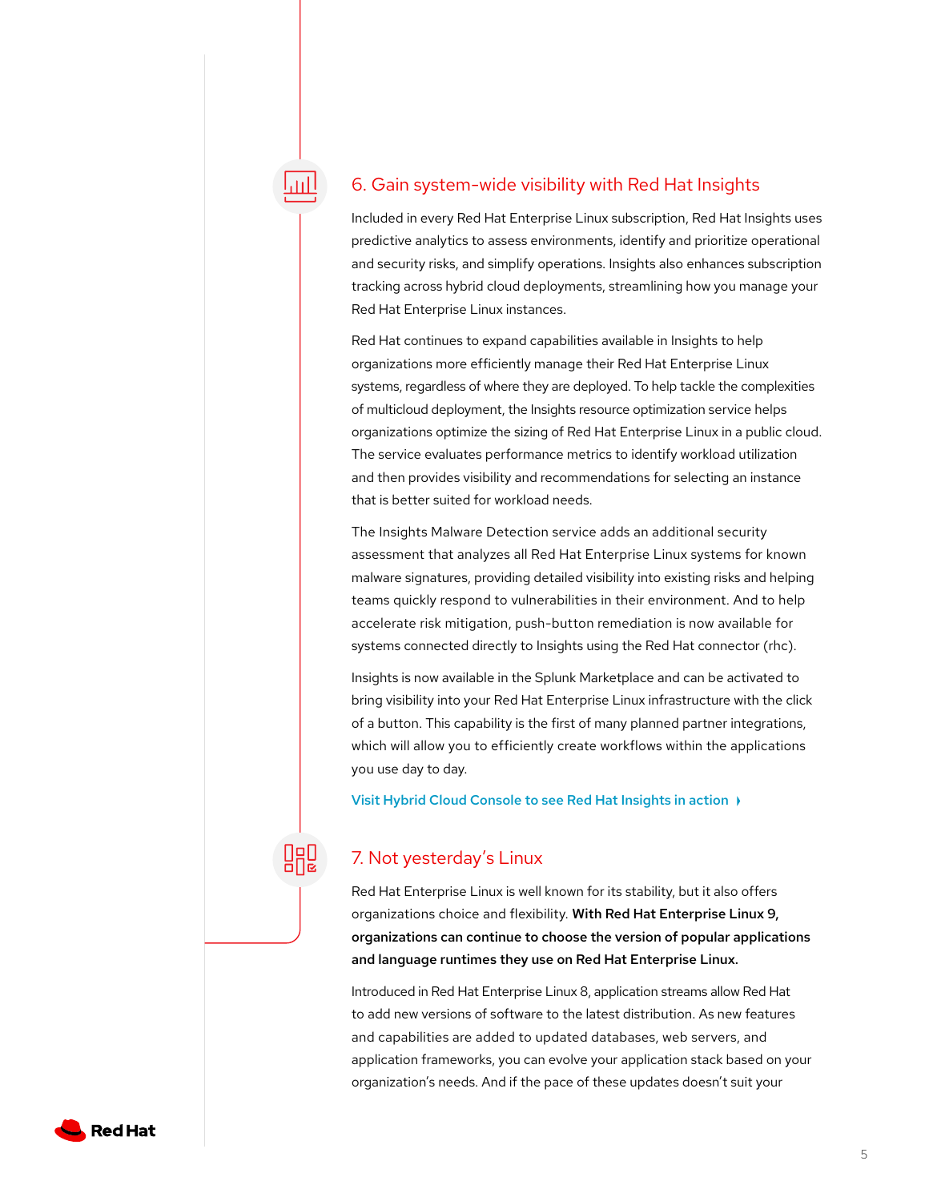## 6. Gain system-wide visibility with Red Hat Insights

Included in every Red Hat Enterprise Linux subscription, Red Hat Insights uses predictive analytics to assess environments, identify and prioritize operational and security risks, and simplify operations. Insights also enhances subscription tracking across hybrid cloud deployments, streamlining how you manage your Red Hat Enterprise Linux instances.

Red Hat continues to expand capabilities available in Insights to help organizations more efficiently manage their Red Hat Enterprise Linux systems, regardless of where they are deployed. To help tackle the complexities of multicloud deployment, the Insights resource optimization service helps organizations optimize the sizing of Red Hat Enterprise Linux in a public cloud. The service evaluates performance metrics to identify workload utilization and then provides visibility and recommendations for selecting an instance that is better suited for workload needs.

The Insights Malware Detection service adds an additional security assessment that analyzes all Red Hat Enterprise Linux systems for known malware signatures, providing detailed visibility into existing risks and helping teams quickly respond to vulnerabilities in their environment. And to help accelerate risk mitigation, push-button remediation is now available for systems connected directly to Insights using the Red Hat connector (rhc).

Insights is now available in the Splunk Marketplace and can be activated to bring visibility into your Red Hat Enterprise Linux infrastructure with the click of a button. This capability is the first of many planned partner integrations, which will allow you to efficiently create workflows within the applications you use day to day.

Visit Hybrid Cloud Console to see Red Hat Insights in action

## 7. Not yesterday's Linux

Red Hat Enterprise Linux is well known for its stability, but it also offers organizations choice and flexibility. **With Red Hat Enterprise Linux 9, organizations can continue to choose the version of popular applications and language runtimes they use on Red Hat Enterprise Linux.**

Introduced in Red Hat Enterprise Linux 8, application streams allow Red Hat to add new versions of software to the latest distribution. As new features and capabilities are added to updated databases, web servers, and application frameworks, you can evolve your application stack based on your organization's needs. And if the pace of these updates doesn't suit your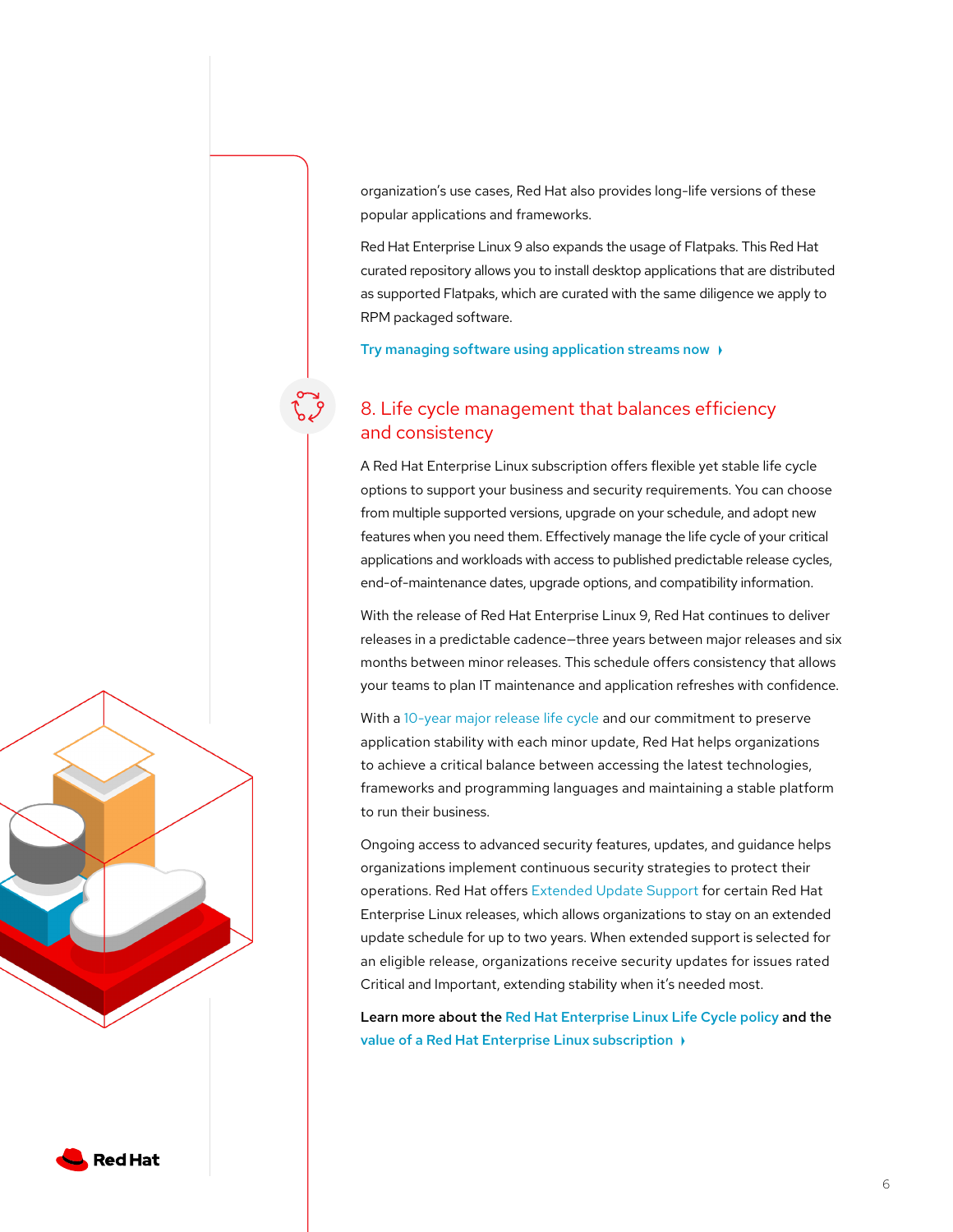organization's use cases, Red Hat also provides long-life versions of these popular applications and frameworks.

Red Hat Enterprise Linux 9 also expands the usage of Flatpaks. This Red Hat curated repository allows you to install desktop applications that are distributed as supported Flatpaks, which are curated with the same diligence we apply to RPM packaged software.

**Try managing software using application streams now**

## 8. Life cycle management that balances efficiency and consistency

A Red Hat Enterprise Linux subscription offers flexible yet stable life cycle options to support your business and security requirements. You can choose from multiple supported versions, upgrade on your schedule, and adopt new features when you need them. Effectively manage the life cycle of your critical applications and workloads with access to published predictable release cycles, end-of-maintenance dates, upgrade options, and compatibility information.

With the release of Red Hat Enterprise Linux 9, Red Hat continues to deliver releases in a predictable cadence—three years between major releases and six months between minor releases. This schedule offers consistency that allows your teams to plan IT maintenance and application refreshes with confidence.

With a 10-year major release life cycle and our commitment to preserve application stability with each minor update, Red Hat helps organizations to achieve a critical balance between accessing the latest technologies, frameworks and programming languages and maintaining a stable platform to run their business.

Ongoing access to advanced security features, updates, and guidance helps organizations implement continuous security strategies to protect their operations. Red Hat offers Extended Update Support for certain Red Hat Enterprise Linux releases, which allows organizations to stay on an extended update schedule for up to two years. When extended support is selected for an eligible release, organizations receive security updates for issues rated Critical and Important, extending stability when it's needed most.

**Learn more about the Red Hat Enterprise Linux Life Cycle policy and the value of a Red Hat Enterprise Linux subscription**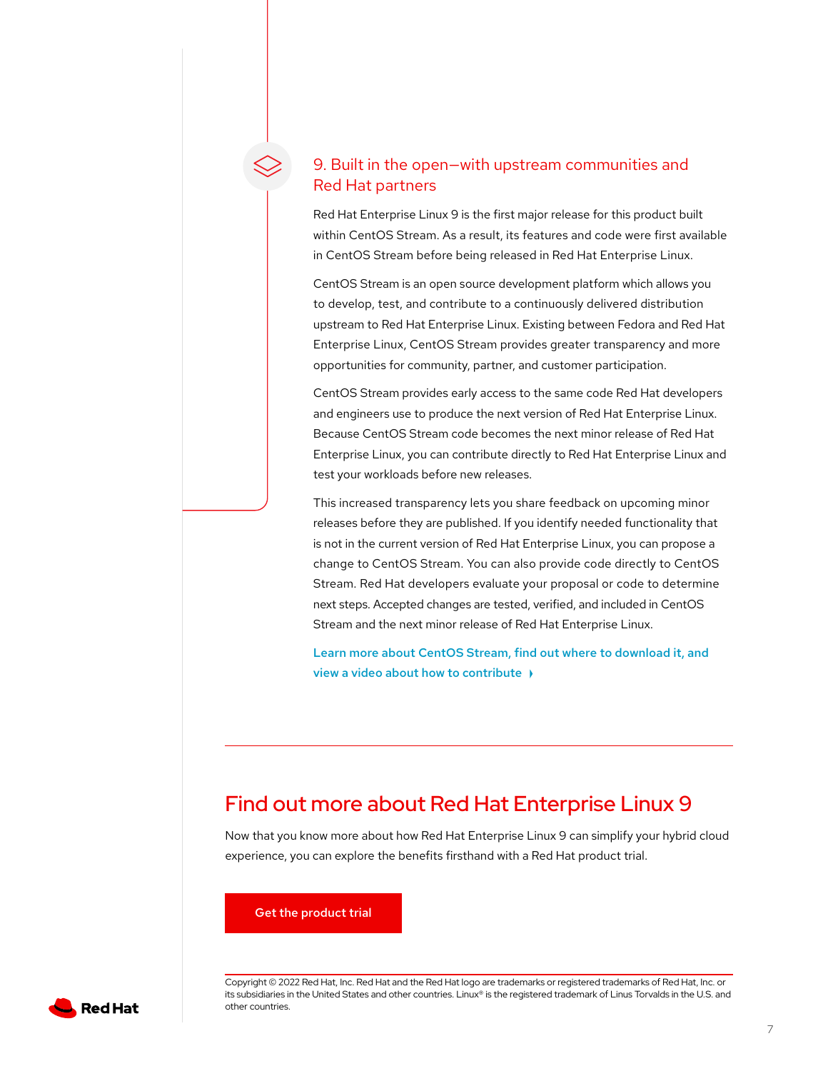## 9. Built in the open—with upstream communities and Red Hat partners

Red Hat Enterprise Linux 9 is the first major release for this product built within CentOS Stream. As a result, its features and code were first available in CentOS Stream before being released in Red Hat Enterprise Linux.

CentOS Stream is an open source development platform which allows you to develop, test, and contribute to a continuously delivered distribution upstream to Red Hat Enterprise Linux. Existing between Fedora and Red Hat Enterprise Linux, CentOS Stream provides greater transparency and more opportunities for community, partner, and customer participation.

CentOS Stream provides early access to the same code Red Hat developers and engineers use to produce the next version of Red Hat Enterprise Linux. Because CentOS Stream code becomes the next minor release of Red Hat Enterprise Linux, you can contribute directly to Red Hat Enterprise Linux and test your workloads before new releases.

This increased transparency lets you share feedback on upcoming minor releases before they are published. If you identify needed functionality that is not in the current version of Red Hat Enterprise Linux, you can propose a change to CentOS Stream. You can also provide code directly to CentOS Stream. Red Hat developers evaluate your proposal or code to determine next steps. Accepted changes are tested, verified, and included in CentOS Stream and the next minor release of Red Hat Enterprise Linux.

**Learn more about CentOS Stream, find out where to download it, and view a video about how to contribute**

# Find out more about Red Hat Enterprise Linux 9

Now that you know more about how Red Hat Enterprise Linux 9 can simplify your hybrid cloud experience, you can explore the benefits firsthand with a Red Hat product trial.

**Get the product trial**

Copyright © 2022 Red Hat, Inc. Red Hat and the Red Hat logo are trademarks or registered trademarks of Red Hat, Inc. or its subsidiaries in the United States and other countries. Linux® is the registered trademark of Linus Torvalds in the U.S. and other countries.

Red Hat